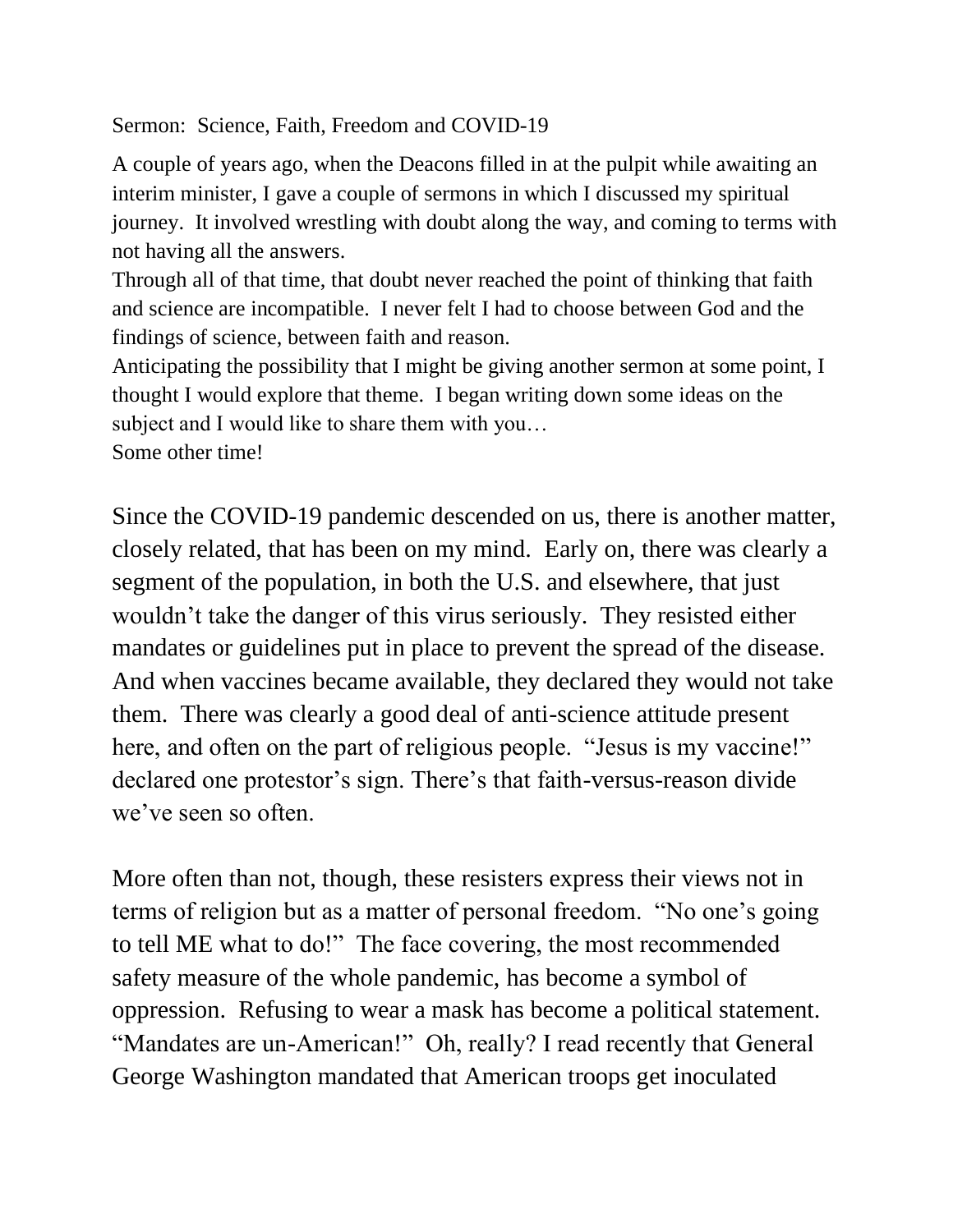Sermon: Science, Faith, Freedom and COVID-19

A couple of years ago, when the Deacons filled in at the pulpit while awaiting an interim minister, I gave a couple of sermons in which I discussed my spiritual journey. It involved wrestling with doubt along the way, and coming to terms with not having all the answers.
Through all of that time, that doubt never reached the point of thinking that faith and science are incompatible. I never felt I had to choose between God and the findings of science, between faith and reason.
Anticipating the possibility that I might be giving another sermon at some point, I thought I would explore that theme. I began writing down some ideas on the subject and I would like to share them with you…
Some other time!

Since the COVID-19 pandemic descended on us, there is another matter, closely related, that has been on my mind. Early on, there was clearly a segment of the population, in both the U.S. and elsewhere, that just wouldn't take the danger of this virus seriously. They resisted either mandates or guidelines put in place to prevent the spread of the disease. And when vaccines became available, they declared they would not take them. There was clearly a good deal of anti-science attitude present here, and often on the part of religious people. "Jesus is my vaccine!" declared one protestor's sign. There's that faith-versus-reason divide we've seen so often.

More often than not, though, these resisters express their views not in terms of religion but as a matter of personal freedom. "No one's going to tell ME what to do!" The face covering, the most recommended safety measure of the whole pandemic, has become a symbol of oppression. Refusing to wear a mask has become a political statement. "Mandates are un-American!" Oh, really? I read recently that General George Washington mandated that American troops get inoculated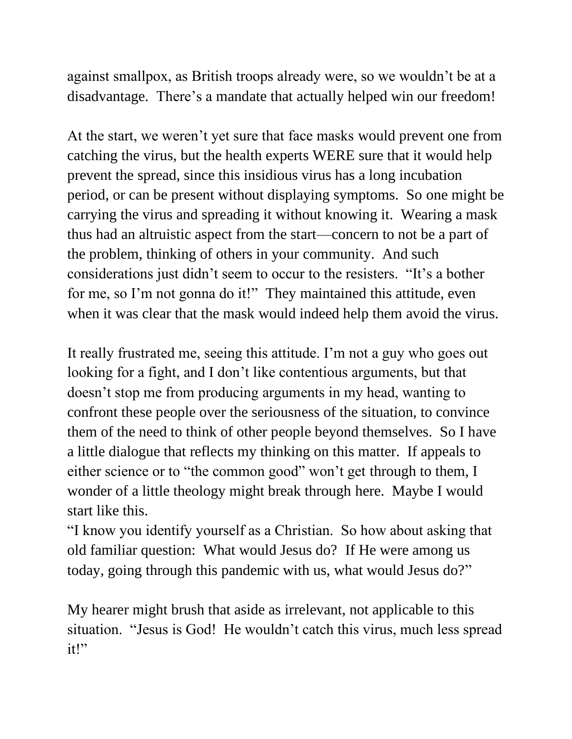against smallpox, as British troops already were, so we wouldn't be at a disadvantage. There's a mandate that actually helped win our freedom!

At the start, we weren't yet sure that face masks would prevent one from catching the virus, but the health experts WERE sure that it would help prevent the spread, since this insidious virus has a long incubation period, or can be present without displaying symptoms. So one might be carrying the virus and spreading it without knowing it. Wearing a mask thus had an altruistic aspect from the start—concern to not be a part of the problem, thinking of others in your community. And such considerations just didn't seem to occur to the resisters. "It's a bother for me, so I'm not gonna do it!" They maintained this attitude, even when it was clear that the mask would indeed help them avoid the virus.

It really frustrated me, seeing this attitude. I'm not a guy who goes out looking for a fight, and I don't like contentious arguments, but that doesn't stop me from producing arguments in my head, wanting to confront these people over the seriousness of the situation, to convince them of the need to think of other people beyond themselves. So I have a little dialogue that reflects my thinking on this matter. If appeals to either science or to "the common good" won't get through to them, I wonder of a little theology might break through here. Maybe I would start like this.
"I know you identify yourself as a Christian. So how about asking that old familiar question: What would Jesus do? If He were among us today, going through this pandemic with us, what would Jesus do?"

My hearer might brush that aside as irrelevant, not applicable to this situation. "Jesus is God! He wouldn't catch this virus, much less spread it!"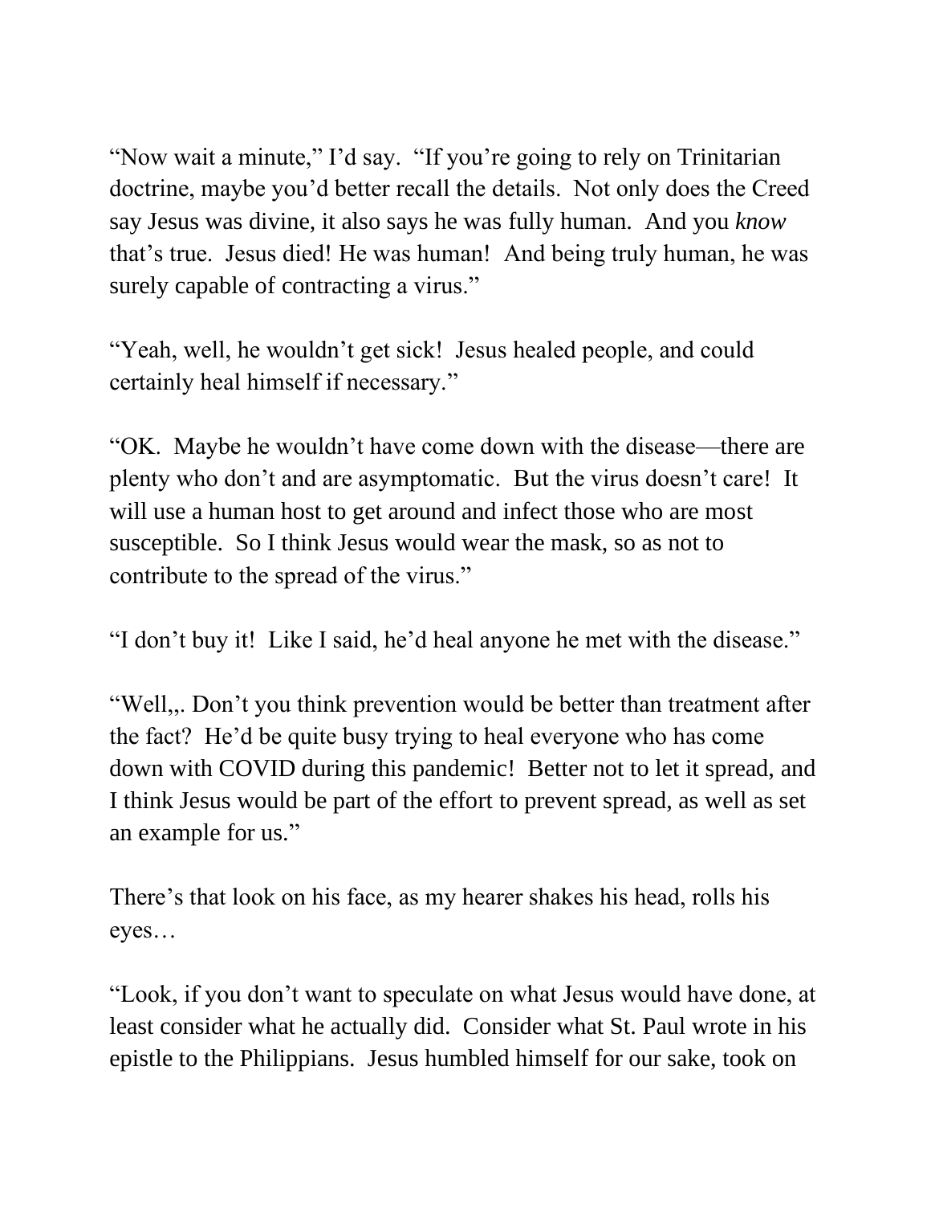"Now wait a minute," I'd say. "If you're going to rely on Trinitarian doctrine, maybe you'd better recall the details. Not only does the Creed say Jesus was divine, it also says he was fully human. And you *know* that's true. Jesus died! He was human! And being truly human, he was surely capable of contracting a virus."

"Yeah, well, he wouldn't get sick! Jesus healed people, and could certainly heal himself if necessary."

"OK. Maybe he wouldn't have come down with the disease—there are plenty who don't and are asymptomatic. But the virus doesn't care! It will use a human host to get around and infect those who are most susceptible. So I think Jesus would wear the mask, so as not to contribute to the spread of the virus."

"I don't buy it! Like I said, he'd heal anyone he met with the disease."

"Well,,. Don't you think prevention would be better than treatment after the fact? He'd be quite busy trying to heal everyone who has come down with COVID during this pandemic! Better not to let it spread, and I think Jesus would be part of the effort to prevent spread, as well as set an example for us."

There's that look on his face, as my hearer shakes his head, rolls his eyes…

"Look, if you don't want to speculate on what Jesus would have done, at least consider what he actually did. Consider what St. Paul wrote in his epistle to the Philippians. Jesus humbled himself for our sake, took on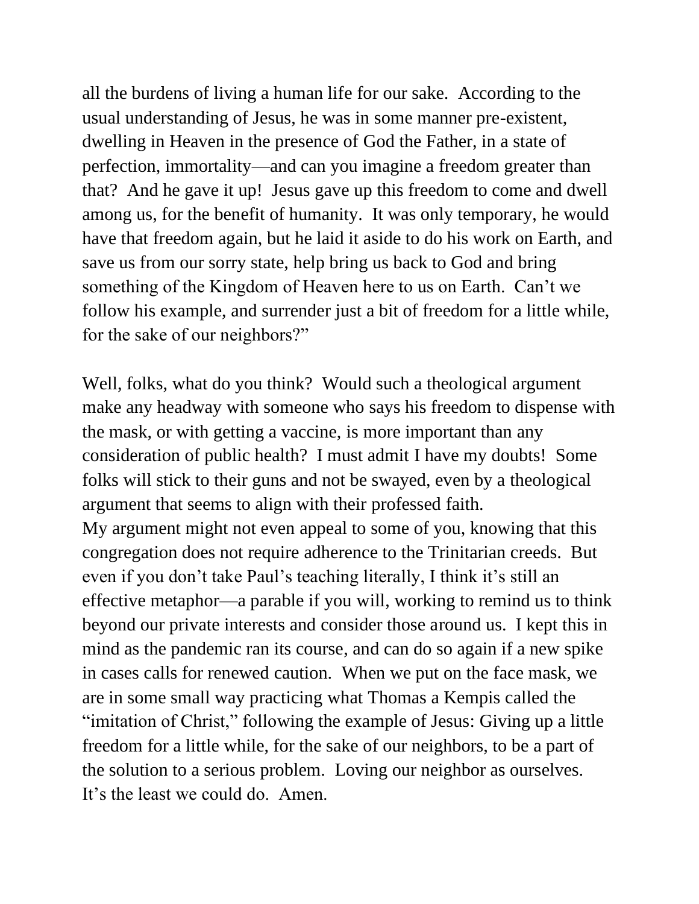all the burdens of living a human life for our sake. According to the usual understanding of Jesus, he was in some manner pre-existent, dwelling in Heaven in the presence of God the Father, in a state of perfection, immortality—and can you imagine a freedom greater than that? And he gave it up! Jesus gave up this freedom to come and dwell among us, for the benefit of humanity. It was only temporary, he would have that freedom again, but he laid it aside to do his work on Earth, and save us from our sorry state, help bring us back to God and bring something of the Kingdom of Heaven here to us on Earth. Can't we follow his example, and surrender just a bit of freedom for a little while, for the sake of our neighbors?"

Well, folks, what do you think? Would such a theological argument make any headway with someone who says his freedom to dispense with the mask, or with getting a vaccine, is more important than any consideration of public health? I must admit I have my doubts! Some folks will stick to their guns and not be swayed, even by a theological argument that seems to align with their professed faith.

My argument might not even appeal to some of you, knowing that this congregation does not require adherence to the Trinitarian creeds. But even if you don't take Paul's teaching literally, I think it's still an effective metaphor—a parable if you will, working to remind us to think beyond our private interests and consider those around us. I kept this in mind as the pandemic ran its course, and can do so again if a new spike in cases calls for renewed caution. When we put on the face mask, we are in some small way practicing what Thomas a Kempis called the "imitation of Christ," following the example of Jesus: Giving up a little freedom for a little while, for the sake of our neighbors, to be a part of the solution to a serious problem. Loving our neighbor as ourselves. It's the least we could do. Amen.